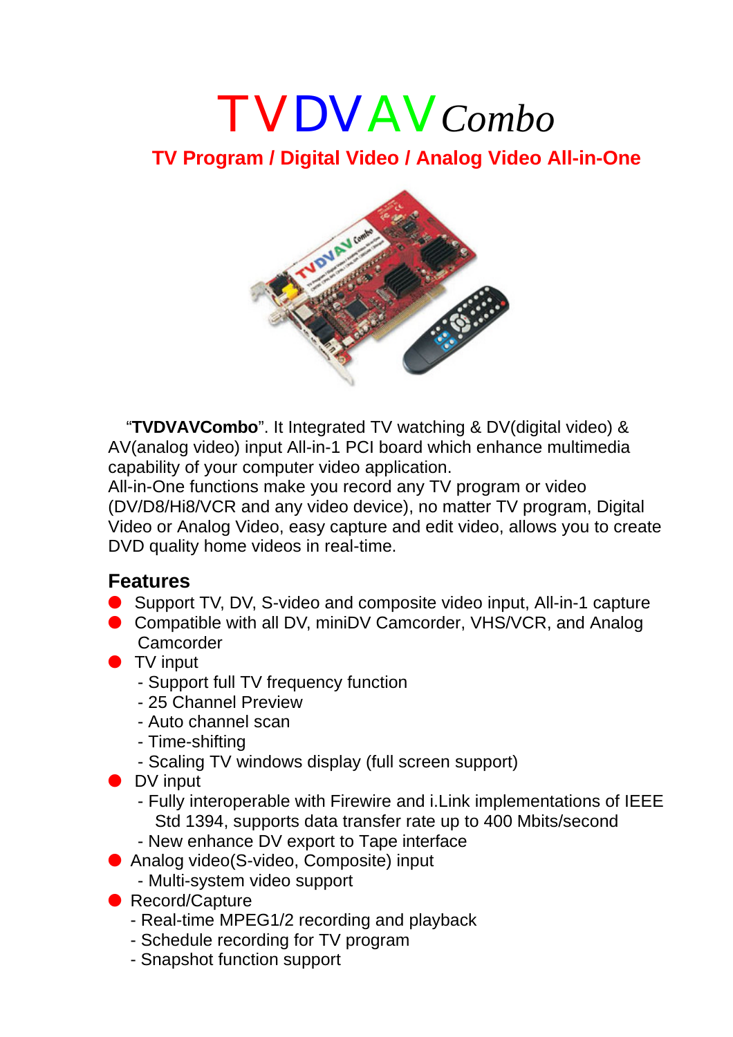# TVDVAV*Combo*

## TV Program / Digital Video / Analog Video All-in-One

"**TVDVAVCombo**". It Integrated TV watching & DV(digital video) & AV(analog video) input All-in-1 PCI board which enhance multimedia capability of your computer video application.
All-in-One functions make you record any TV program or video (DV/D8/Hi8/VCR and any video device), no matter TV program, Digital Video or Analog Video, easy capture and edit video, allows you to create DVD quality home videos in real-time.

### Features

- Support TV, DV, S-video and composite video input, All-in-1 capture
- Compatible with all DV, miniDV Camcorder, VHS/VCR, and Analog Camcorder
- TV input
  - Support full TV frequency function
  - 25 Channel Preview
  - Auto channel scan
  - Time-shifting
  - Scaling TV windows display (full screen support)
- DV input
  - Fully interoperable with Firewire and i.Link implementations of IEEE Std 1394, supports data transfer rate up to 400 Mbits/second
  - New enhance DV export to Tape interface
- Analog video(S-video, Composite) input
  - Multi-system video support
- Record/Capture
  - Real-time MPEG1/2 recording and playback
  - Schedule recording for TV program
  - Snapshot function support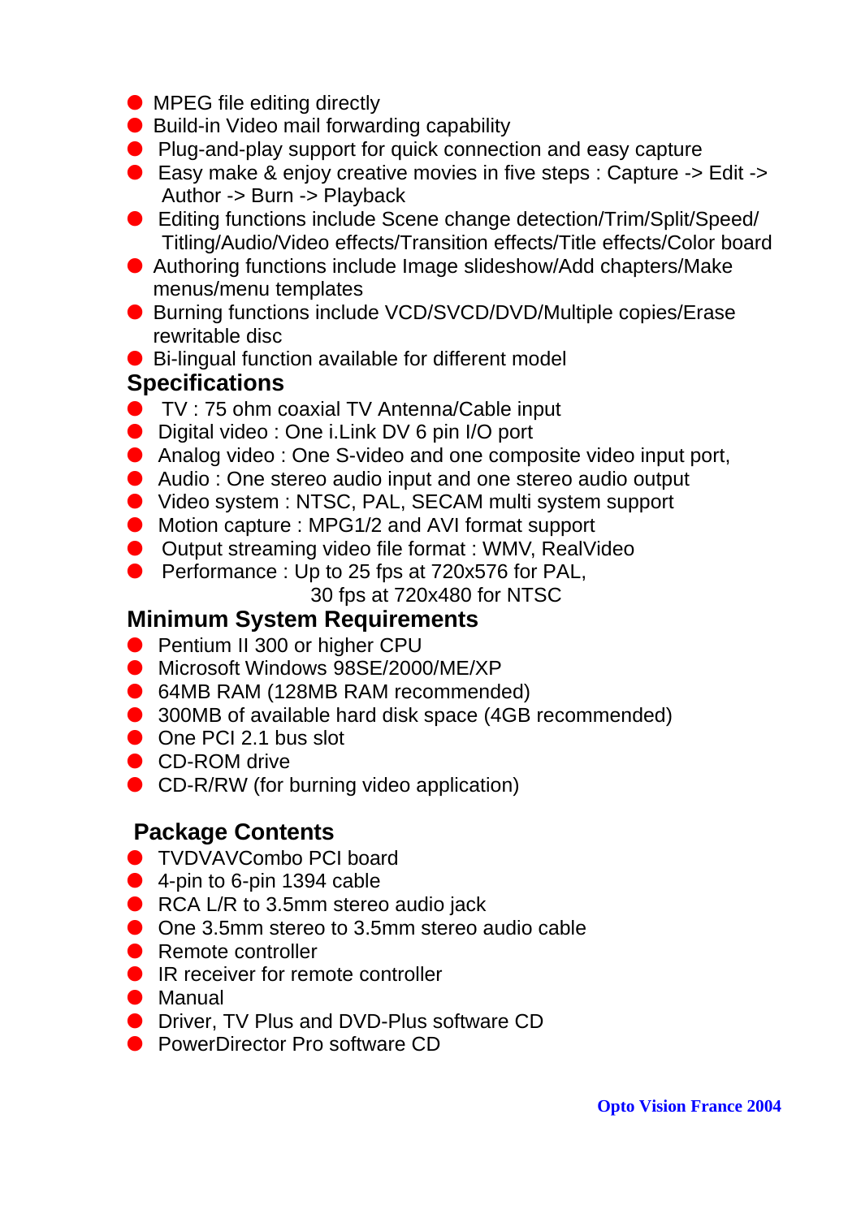- MPEG file editing directly
- Build-in Video mail forwarding capability
- Plug-and-play support for quick connection and easy capture
- Easy make & enjoy creative movies in five steps : Capture -> Edit -> Author -> Burn -> Playback
- Editing functions include Scene change detection/Trim/Split/Speed/ Titling/Audio/Video effects/Transition effects/Title effects/Color board
- Authoring functions include Image slideshow/Add chapters/Make menus/menu templates
- Burning functions include VCD/SVCD/DVD/Multiple copies/Erase rewritable disc
- Bi-lingual function available for different model

## Specifications

- TV : 75 ohm coaxial TV Antenna/Cable input
- Digital video : One i.Link DV 6 pin I/O port
- Analog video : One S-video and one composite video input port,
- Audio : One stereo audio input and one stereo audio output
- Video system : NTSC, PAL, SECAM multi system support
- Motion capture : MPG1/2 and AVI format support
- Output streaming video file format : WMV, RealVideo
- Performance : Up to 25 fps at 720x576 for PAL,
  30 fps at 720x480 for NTSC

## Minimum System Requirements

- Pentium II 300 or higher CPU
- Microsoft Windows 98SE/2000/ME/XP
- 64MB RAM (128MB RAM recommended)
- 300MB of available hard disk space (4GB recommended)
- One PCI 2.1 bus slot
- CD-ROM drive
- CD-R/RW (for burning video application)

## Package Contents

- TVDVAVCombo PCI board
- 4-pin to 6-pin 1394 cable
- RCA L/R to 3.5mm stereo audio jack
- One 3.5mm stereo to 3.5mm stereo audio cable
- Remote controller
- IR receiver for remote controller
- Manual
- Driver, TV Plus and DVD-Plus software CD
- PowerDirector Pro software CD

**Opto Vision France 2004**